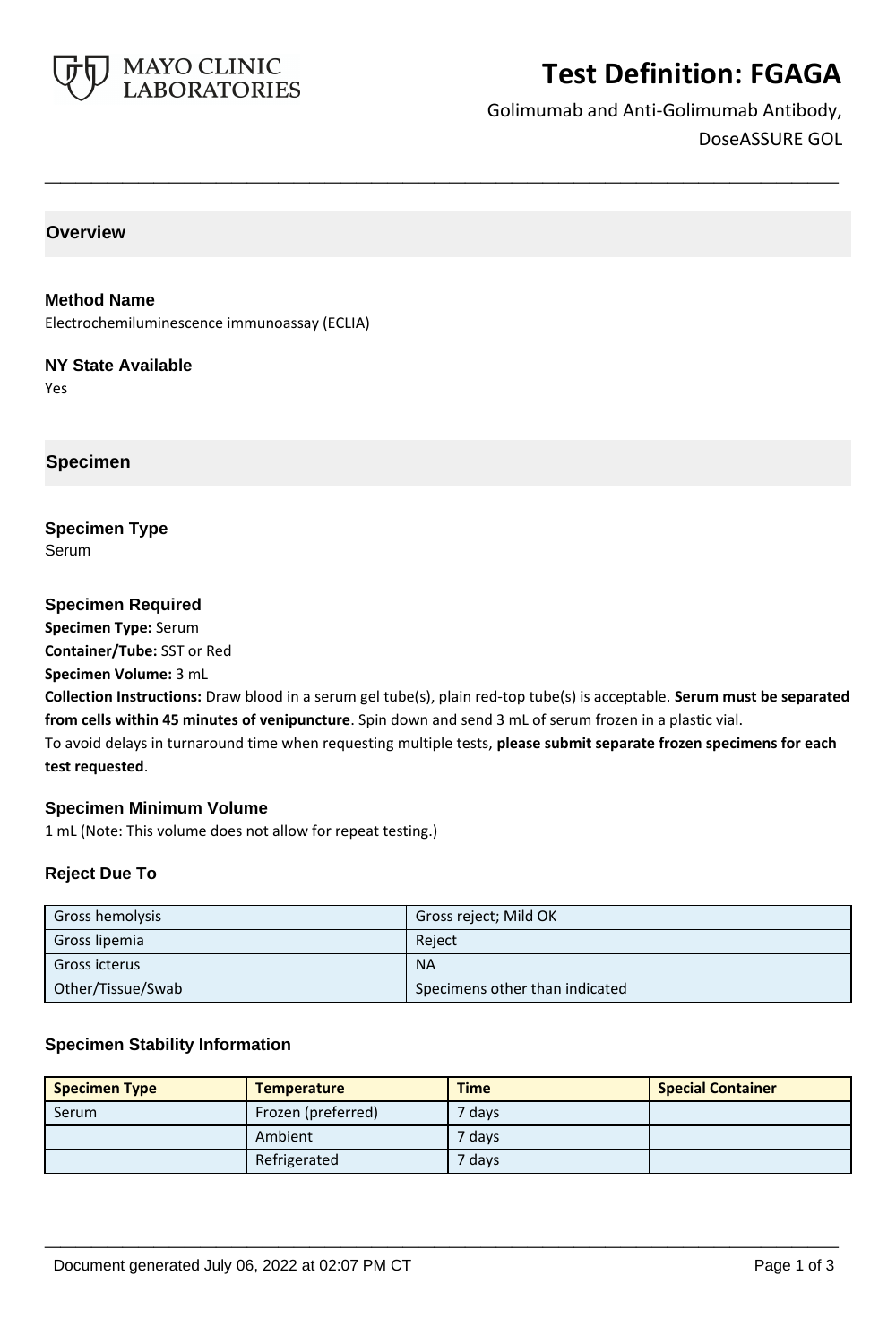# Test Definition: FGAGA

Golimumab and Anti-Golimumab Antibody, DoseASSURE GOL

## Overview

### Method Name

Electrochemiluminescence immunoassay (ECLIA)

### NY State Available

Yes

## Specimen

### Specimen Type

Serum

### Specimen Required

**Specimen Type:** Serum
**Container/Tube:** SST or Red
**Specimen Volume:** 3 mL
**Collection Instructions:** Draw blood in a serum gel tube(s), plain red-top tube(s) is acceptable. **Serum must be separated from cells within 45 minutes of venipuncture**. Spin down and send 3 mL of serum frozen in a plastic vial.
To avoid delays in turnaround time when requesting multiple tests, **please submit separate frozen specimens for each test requested**.

### Specimen Minimum Volume

1 mL (Note: This volume does not allow for repeat testing.)

### Reject Due To

| | |
|---|---|
| Gross hemolysis | Gross reject; Mild OK |
| Gross lipemia | Reject |
| Gross icterus | NA |
| Other/Tissue/Swab | Specimens other than indicated |

### Specimen Stability Information

| Specimen Type | Temperature | Time | Special Container |
|---|---|---|---|
| Serum | Frozen (preferred) | 7 days | |
| | Ambient | 7 days | |
| | Refrigerated | 7 days | |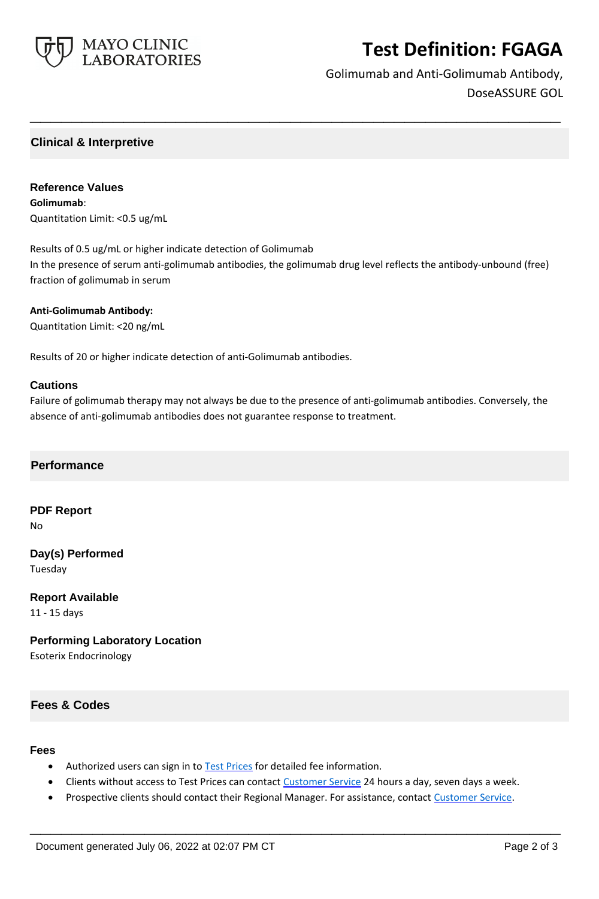## Clinical & Interpretive

### Reference Values

**Golimumab**:

Quantitation Limit: <0.5 ug/mL

Results of 0.5 ug/mL or higher indicate detection of Golimumab
In the presence of serum anti-golimumab antibodies, the golimumab drug level reflects the antibody-unbound (free) fraction of golimumab in serum

**Anti-Golimumab Antibody:**

Quantitation Limit: <20 ng/mL

Results of 20 or higher indicate detection of anti-Golimumab antibodies.

### Cautions

Failure of golimumab therapy may not always be due to the presence of anti-golimumab antibodies. Conversely, the absence of anti-golimumab antibodies does not guarantee response to treatment.

## Performance

### PDF Report

No

### Day(s) Performed

Tuesday

### Report Available

11 - 15 days

### Performing Laboratory Location

Esoterix Endocrinology

## Fees & Codes

### Fees

- Authorized users can sign in to Test Prices for detailed fee information.
- Clients without access to Test Prices can contact Customer Service 24 hours a day, seven days a week.
- Prospective clients should contact their Regional Manager. For assistance, contact Customer Service.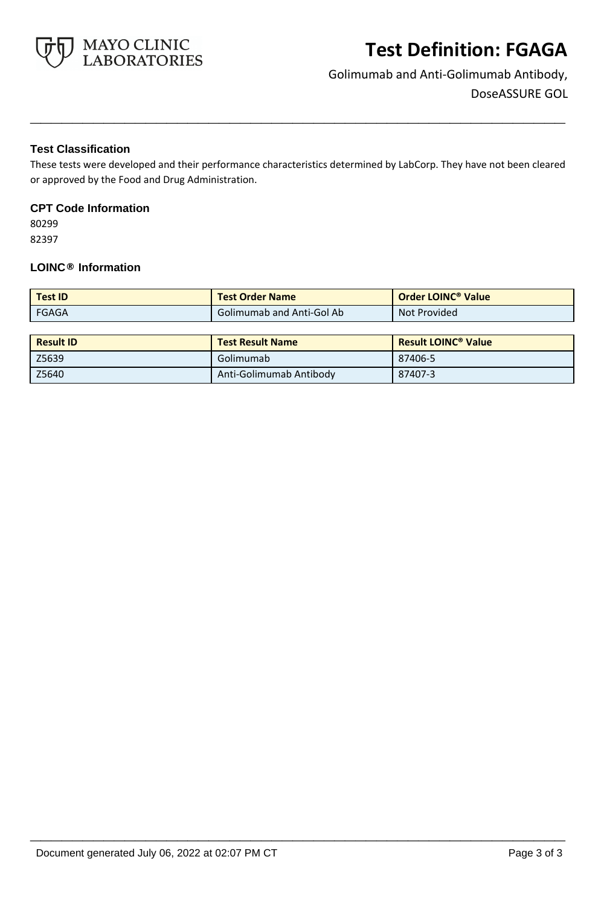## Test Classification

These tests were developed and their performance characteristics determined by LabCorp. They have not been cleared or approved by the Food and Drug Administration.

## CPT Code Information

80299

82397

## LOINC® Information

| Test ID | Test Order Name | Order LOINC® Value |
|---|---|---|
| FGAGA | Golimumab and Anti-Gol Ab | Not Provided |

| Result ID | Test Result Name | Result LOINC® Value |
|---|---|---|
| Z5639 | Golimumab | 87406-5 |
| Z5640 | Anti-Golimumab Antibody | 87407-3 |